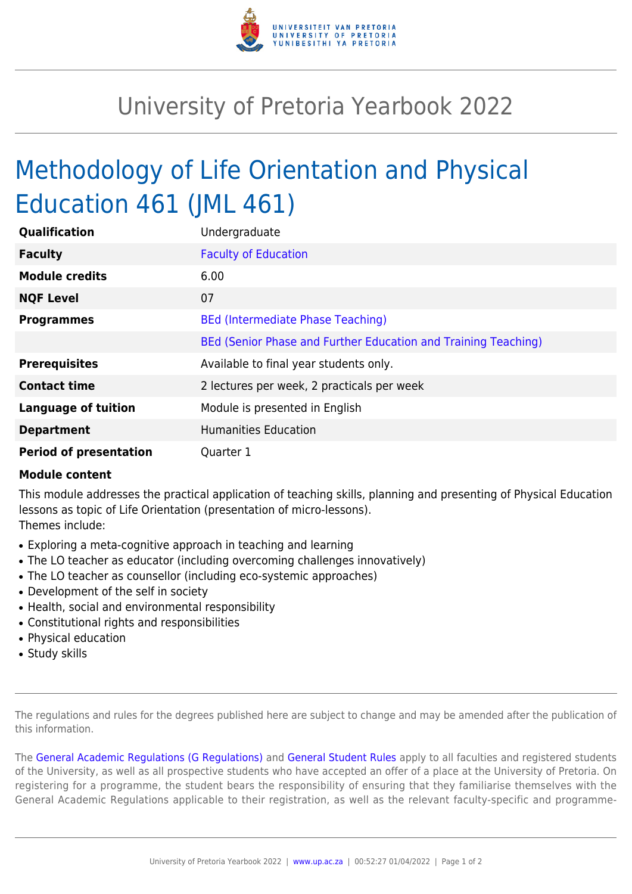# University of Pretoria Yearbook 2022

## Methodology of Life Orientation and Physical Education 461 (JML 461)

| | |
|---|---|
| **Qualification** | Undergraduate |
| **Faculty** | Faculty of Education |
| **Module credits** | 6.00 |
| **NQF Level** | 07 |
| **Programmes** | BEd (Intermediate Phase Teaching) |
| | BEd (Senior Phase and Further Education and Training Teaching) |
| **Prerequisites** | Available to final year students only. |
| **Contact time** | 2 lectures per week, 2 practicals per week |
| **Language of tuition** | Module is presented in English |
| **Department** | Humanities Education |
| **Period of presentation** | Quarter 1 |

**Module content**

This module addresses the practical application of teaching skills, planning and presenting of Physical Education lessons as topic of Life Orientation (presentation of micro-lessons).
Themes include:

- Exploring a meta-cognitive approach in teaching and learning
- The LO teacher as educator (including overcoming challenges innovatively)
- The LO teacher as counsellor (including eco-systemic approaches)
- Development of the self in society
- Health, social and environmental responsibility
- Constitutional rights and responsibilities
- Physical education
- Study skills

The regulations and rules for the degrees published here are subject to change and may be amended after the publication of this information.

The General Academic Regulations (G Regulations) and General Student Rules apply to all faculties and registered students of the University, as well as all prospective students who have accepted an offer of a place at the University of Pretoria. On registering for a programme, the student bears the responsibility of ensuring that they familiarise themselves with the General Academic Regulations applicable to their registration, as well as the relevant faculty-specific and programme-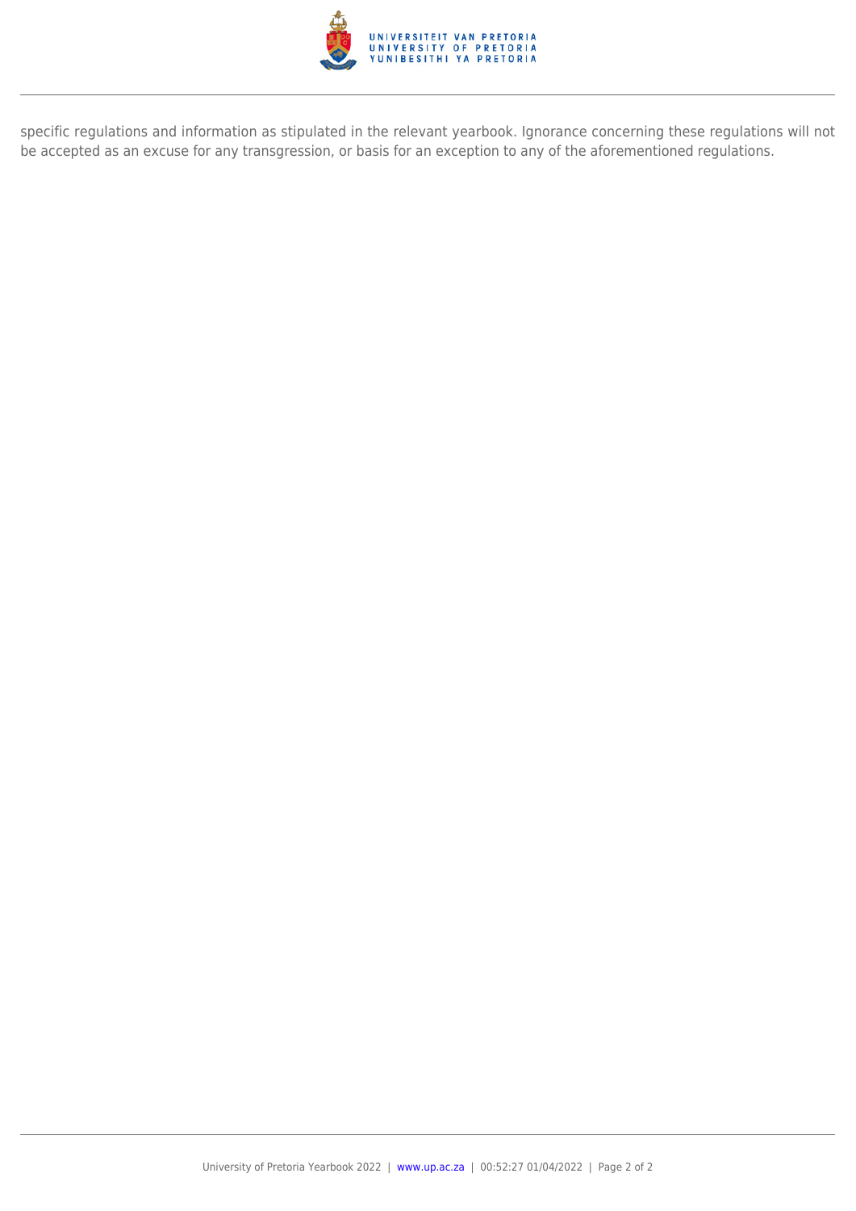specific regulations and information as stipulated in the relevant yearbook. Ignorance concerning these regulations will not be accepted as an excuse for any transgression, or basis for an exception to any of the aforementioned regulations.